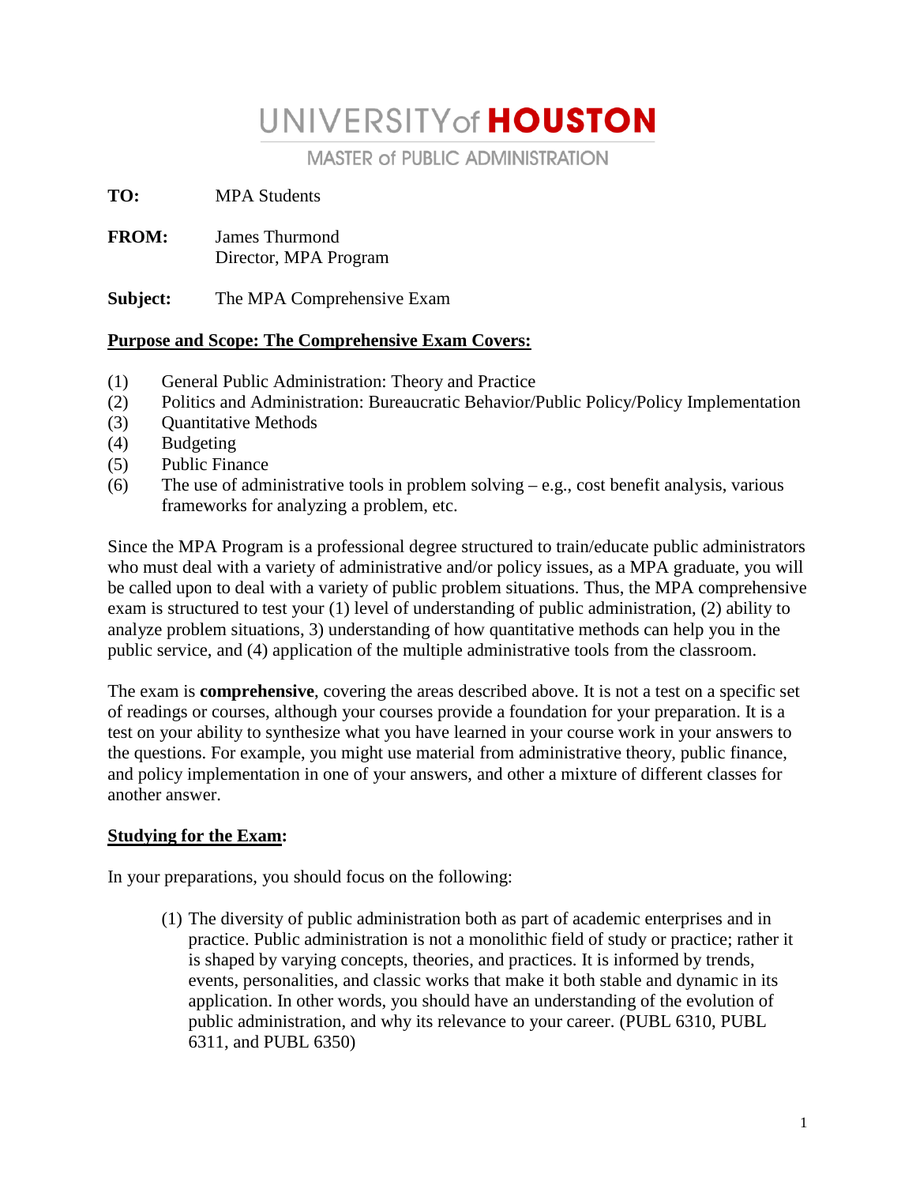# UNIVERSITY of HOUSTON

## MASTER of PUBLIC ADMINISTRATION

**TO:** MPA Students

**FROM:** James Thurmond
Director, MPA Program

**Subject:** The MPA Comprehensive Exam

**Purpose and Scope: The Comprehensive Exam Covers:**

(1) General Public Administration: Theory and Practice
(2) Politics and Administration: Bureaucratic Behavior/Public Policy/Policy Implementation
(3) Quantitative Methods
(4) Budgeting
(5) Public Finance
(6) The use of administrative tools in problem solving – e.g., cost benefit analysis, various frameworks for analyzing a problem, etc.

Since the MPA Program is a professional degree structured to train/educate public administrators who must deal with a variety of administrative and/or policy issues, as a MPA graduate, you will be called upon to deal with a variety of public problem situations. Thus, the MPA comprehensive exam is structured to test your (1) level of understanding of public administration, (2) ability to analyze problem situations, 3) understanding of how quantitative methods can help you in the public service, and (4) application of the multiple administrative tools from the classroom.

The exam is **comprehensive**, covering the areas described above. It is not a test on a specific set of readings or courses, although your courses provide a foundation for your preparation. It is a test on your ability to synthesize what you have learned in your course work in your answers to the questions. For example, you might use material from administrative theory, public finance, and policy implementation in one of your answers, and other a mixture of different classes for another answer.

**Studying for the Exam:**

In your preparations, you should focus on the following:

(1) The diversity of public administration both as part of academic enterprises and in practice. Public administration is not a monolithic field of study or practice; rather it is shaped by varying concepts, theories, and practices. It is informed by trends, events, personalities, and classic works that make it both stable and dynamic in its application. In other words, you should have an understanding of the evolution of public administration, and why its relevance to your career. (PUBL 6310, PUBL 6311, and PUBL 6350)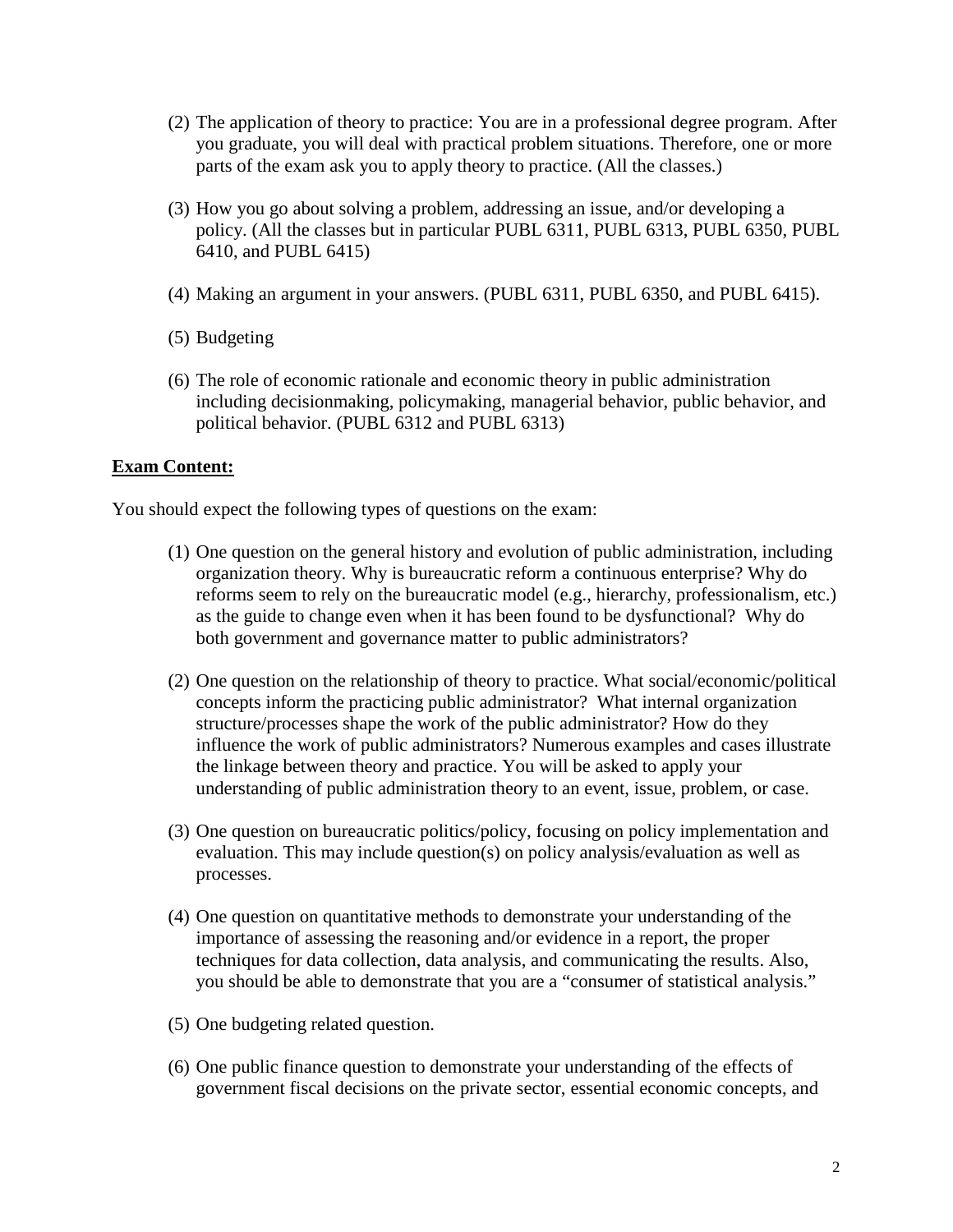(2) The application of theory to practice: You are in a professional degree program. After you graduate, you will deal with practical problem situations. Therefore, one or more parts of the exam ask you to apply theory to practice. (All the classes.)

(3) How you go about solving a problem, addressing an issue, and/or developing a policy. (All the classes but in particular PUBL 6311, PUBL 6313, PUBL 6350, PUBL 6410, and PUBL 6415)

(4) Making an argument in your answers. (PUBL 6311, PUBL 6350, and PUBL 6415).

(5) Budgeting

(6) The role of economic rationale and economic theory in public administration including decisionmaking, policymaking, managerial behavior, public behavior, and political behavior. (PUBL 6312 and PUBL 6313)

**<u>Exam Content:</u>**

You should expect the following types of questions on the exam:

(1) One question on the general history and evolution of public administration, including organization theory. Why is bureaucratic reform a continuous enterprise? Why do reforms seem to rely on the bureaucratic model (e.g., hierarchy, professionalism, etc.) as the guide to change even when it has been found to be dysfunctional? Why do both government and governance matter to public administrators?

(2) One question on the relationship of theory to practice. What social/economic/political concepts inform the practicing public administrator? What internal organization structure/processes shape the work of the public administrator? How do they influence the work of public administrators? Numerous examples and cases illustrate the linkage between theory and practice. You will be asked to apply your understanding of public administration theory to an event, issue, problem, or case.

(3) One question on bureaucratic politics/policy, focusing on policy implementation and evaluation. This may include question(s) on policy analysis/evaluation as well as processes.

(4) One question on quantitative methods to demonstrate your understanding of the importance of assessing the reasoning and/or evidence in a report, the proper techniques for data collection, data analysis, and communicating the results. Also, you should be able to demonstrate that you are a "consumer of statistical analysis."

(5) One budgeting related question.

(6) One public finance question to demonstrate your understanding of the effects of government fiscal decisions on the private sector, essential economic concepts, and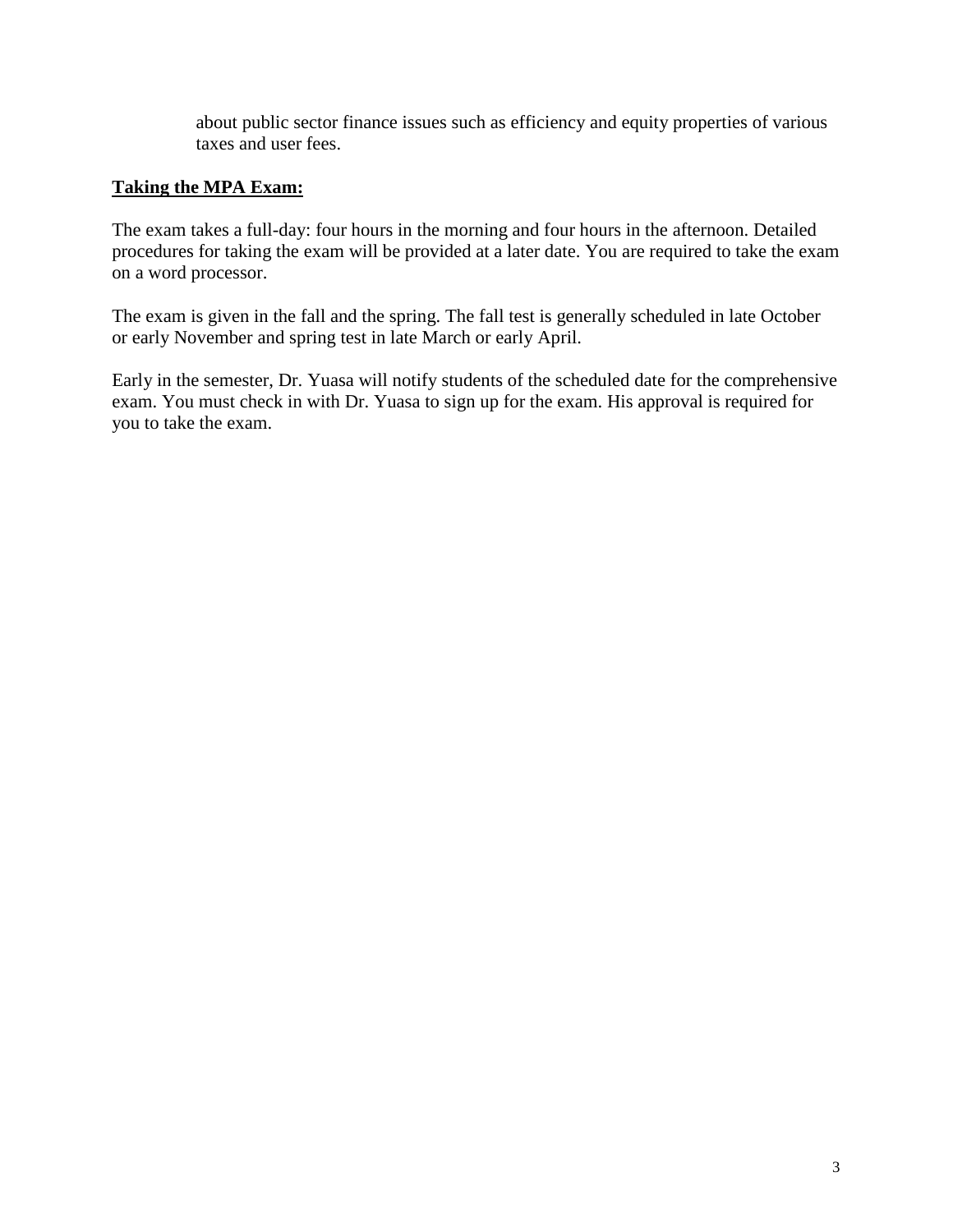about public sector finance issues such as efficiency and equity properties of various taxes and user fees.

## **Taking the MPA Exam:**

The exam takes a full-day: four hours in the morning and four hours in the afternoon. Detailed procedures for taking the exam will be provided at a later date. You are required to take the exam on a word processor.

The exam is given in the fall and the spring. The fall test is generally scheduled in late October or early November and spring test in late March or early April.

Early in the semester, Dr. Yuasa will notify students of the scheduled date for the comprehensive exam. You must check in with Dr. Yuasa to sign up for the exam. His approval is required for you to take the exam.